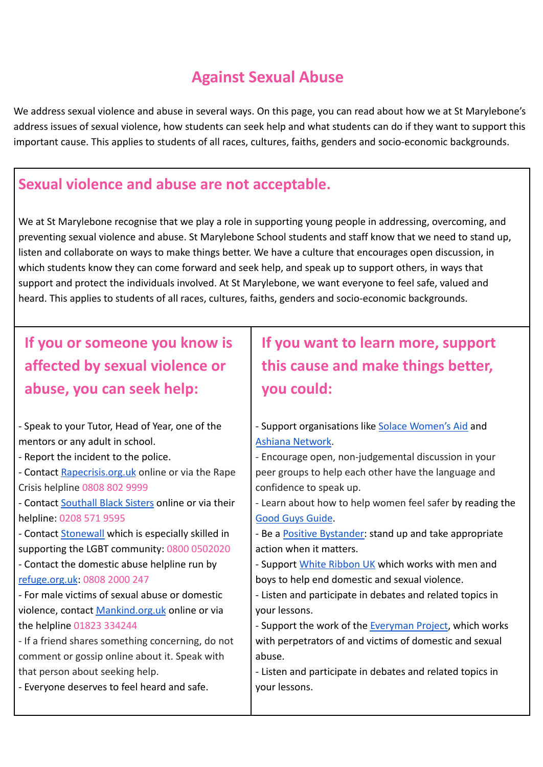# Against Sexual Abuse

We address sexual violence and abuse in several ways. On this page, you can read about how we at St Marylebone's address issues of sexual violence, how students can seek help and what students can do if they want to support this important cause. This applies to students of all races, cultures, faiths, genders and socio-economic backgrounds.

## Sexual violence and abuse are not acceptable.

We at St Marylebone recognise that we play a role in supporting young people in addressing, overcoming, and preventing sexual violence and abuse. St Marylebone School students and staff know that we need to stand up, listen and collaborate on ways to make things better. We have a culture that encourages open discussion, in which students know they can come forward and seek help, and speak up to support others, in ways that support and protect the individuals involved. At St Marylebone, we want everyone to feel safe, valued and heard. This applies to students of all races, cultures, faiths, genders and socio-economic backgrounds.

## If you or someone you know is affected by sexual violence or abuse, you can seek help:

- Speak to your Tutor, Head of Year, one of the mentors or any adult in school.
- Report the incident to the police.
- Contact Rapecrisis.org.uk online or via the Rape Crisis helpline 0808 802 9999
- Contact Southall Black Sisters online or via their helpline: 0208 571 9595
- Contact Stonewall which is especially skilled in supporting the LGBT community: 0800 0502020
- Contact the domestic abuse helpline run by refuge.org.uk: 0808 2000 247
- For male victims of sexual abuse or domestic violence, contact Mankind.org.uk online or via the helpline 01823 334244
- If a friend shares something concerning, do not comment or gossip online about it. Speak with that person about seeking help.
- Everyone deserves to feel heard and safe.

## If you want to learn more, support this cause and make things better, you could:

- Support organisations like Solace Women's Aid and Ashiana Network.
- Encourage open, non-judgemental discussion in your peer groups to help each other have the language and confidence to speak up.
- Learn about how to help women feel safer by reading the Good Guys Guide.
- Be a Positive Bystander: stand up and take appropriate action when it matters.
- Support White Ribbon UK which works with men and boys to help end domestic and sexual violence.
- Listen and participate in debates and related topics in your lessons.
- Support the work of the Everyman Project, which works with perpetrators of and victims of domestic and sexual abuse.
- Listen and participate in debates and related topics in your lessons.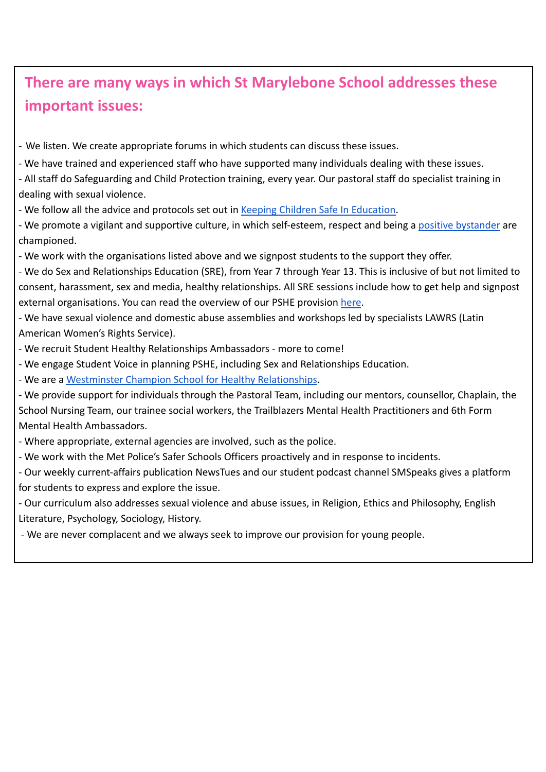## There are many ways in which St Marylebone School addresses these important issues:

- We listen. We create appropriate forums in which students can discuss these issues.
- We have trained and experienced staff who have supported many individuals dealing with these issues.
- All staff do Safeguarding and Child Protection training, every year. Our pastoral staff do specialist training in dealing with sexual violence.
- We follow all the advice and protocols set out in Keeping Children Safe In Education.
- We promote a vigilant and supportive culture, in which self-esteem, respect and being a positive bystander are championed.
- We work with the organisations listed above and we signpost students to the support they offer.
- We do Sex and Relationships Education (SRE), from Year 7 through Year 13. This is inclusive of but not limited to consent, harassment, sex and media, healthy relationships. All SRE sessions include how to get help and signpost external organisations. You can read the overview of our PSHE provision here.
- We have sexual violence and domestic abuse assemblies and workshops led by specialists LAWRS (Latin American Women's Rights Service).
- We recruit Student Healthy Relationships Ambassadors - more to come!
- We engage Student Voice in planning PSHE, including Sex and Relationships Education.
- We are a Westminster Champion School for Healthy Relationships.
- We provide support for individuals through the Pastoral Team, including our mentors, counsellor, Chaplain, the School Nursing Team, our trainee social workers, the Trailblazers Mental Health Practitioners and 6th Form Mental Health Ambassadors.
- Where appropriate, external agencies are involved, such as the police.
- We work with the Met Police's Safer Schools Officers proactively and in response to incidents.
- Our weekly current-affairs publication NewsTues and our student podcast channel SMSpeaks gives a platform for students to express and explore the issue.
- Our curriculum also addresses sexual violence and abuse issues, in Religion, Ethics and Philosophy, English Literature, Psychology, Sociology, History.
- We are never complacent and we always seek to improve our provision for young people.